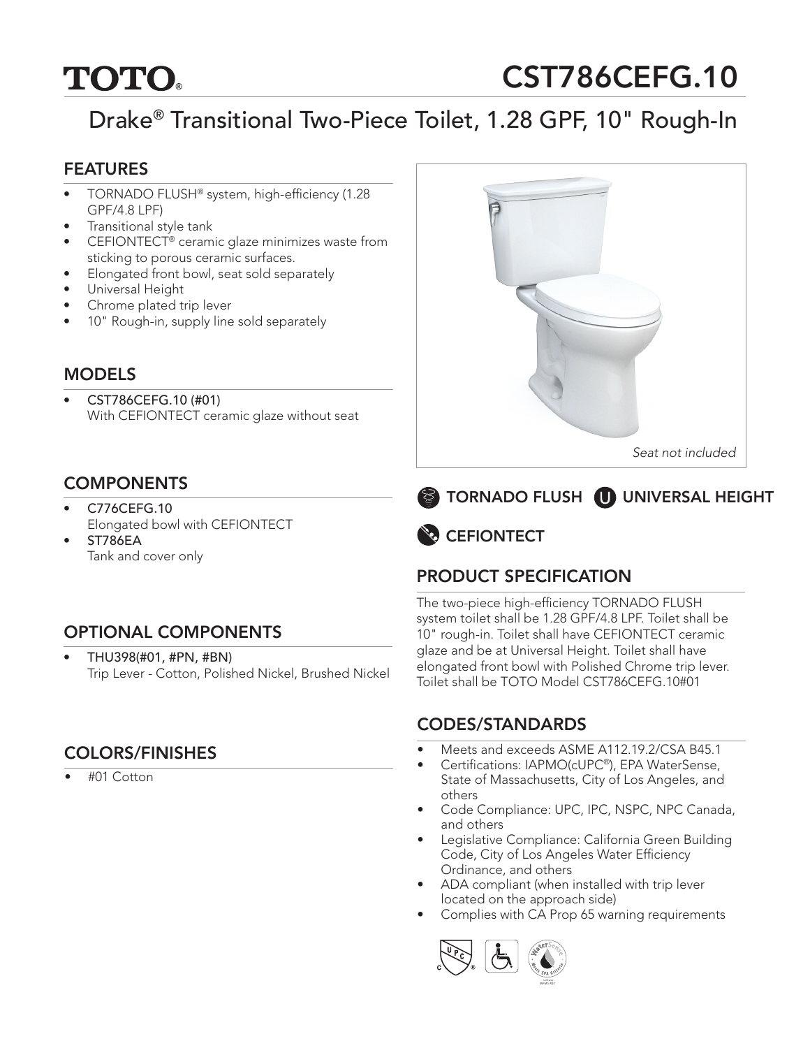# TOTO®

# CST786CEFG.10

## Drake® Transitional Two-Piece Toilet, 1.28 GPF, 10" Rough-In

### FEATURES

- TORNADO FLUSH® system, high-efficiency (1.28 GPF/4.8 LPF)
- Transitional style tank
- CEFIONTECT® ceramic glaze minimizes waste from sticking to porous ceramic surfaces.
- Elongated front bowl, seat sold separately
- Universal Height
- Chrome plated trip lever
- 10" Rough-in, supply line sold separately

### MODELS

- **CST786CEFG.10 (#01)**
  With CEFIONTECT ceramic glaze without seat

### COMPONENTS

- **C776CEFG.10**
  Elongated bowl with CEFIONTECT
- **ST786EA**
  Tank and cover only

### OPTIONAL COMPONENTS

- **THU398(#01, #PN, #BN)**
  Trip Lever - Cotton, Polished Nickel, Brushed Nickel

### COLORS/FINISHES

- #01 Cotton

*Seat not included*

**TORNADO FLUSH** **UNIVERSAL HEIGHT**

**CEFIONTECT**

### PRODUCT SPECIFICATION

The two-piece high-efficiency TORNADO FLUSH system toilet shall be 1.28 GPF/4.8 LPF. Toilet shall be 10" rough-in. Toilet shall have CEFIONTECT ceramic glaze and be at Universal Height. Toilet shall have elongated front bowl with Polished Chrome trip lever. Toilet shall be TOTO Model CST786CEFG.10#01

### CODES/STANDARDS

- Meets and exceeds ASME A112.19.2/CSA B45.1
- Certifications: IAPMO(cUPC®), EPA WaterSense, State of Massachusetts, City of Los Angeles, and others
- Code Compliance: UPC, IPC, NSPC, NPC Canada, and others
- Legislative Compliance: California Green Building Code, City of Los Angeles Water Efficiency Ordinance, and others
- ADA compliant (when installed with trip lever located on the approach side)
- Complies with CA Prop 65 warning requirements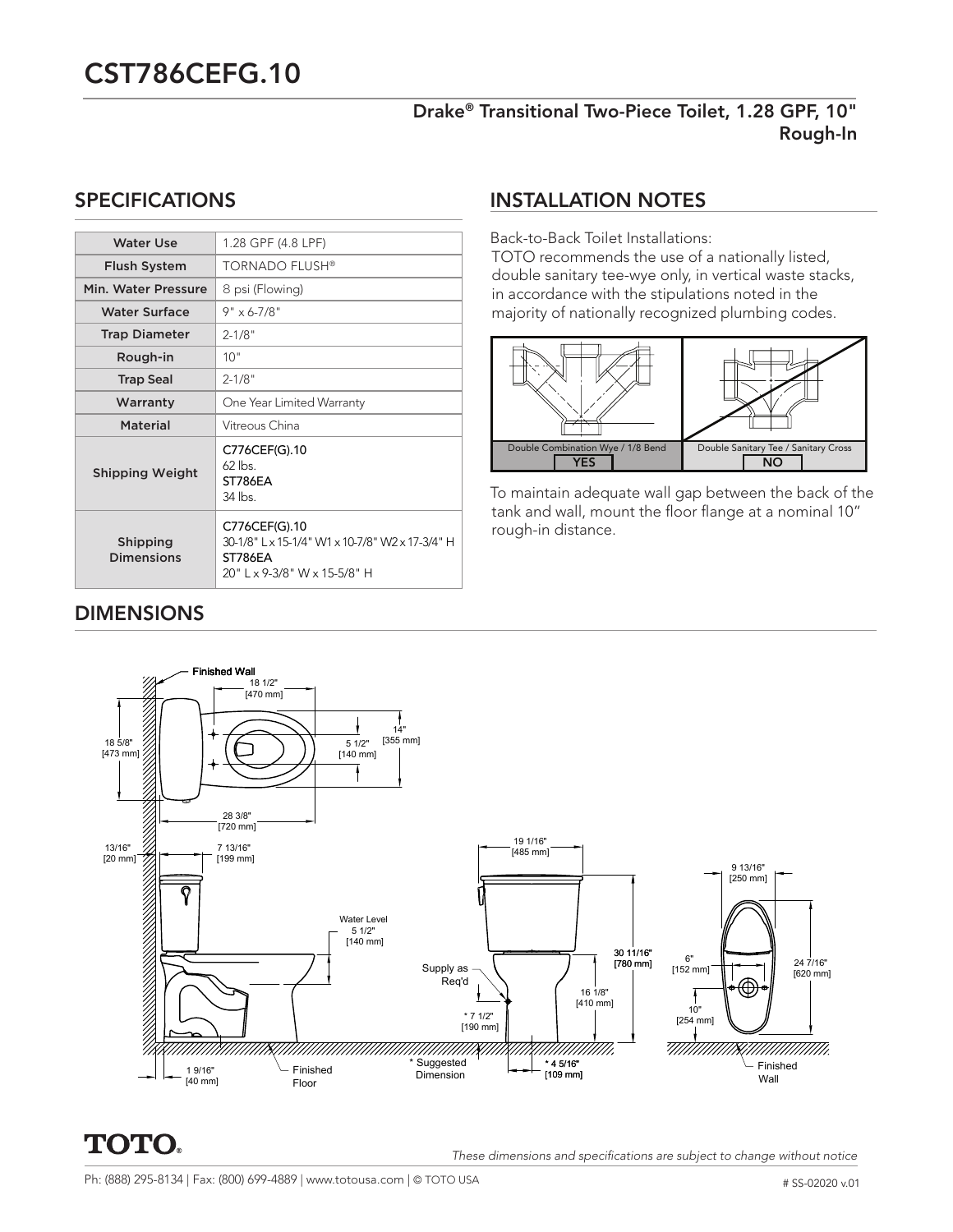# CST786CEFG.10

## Drake® Transitional Two-Piece Toilet, 1.28 GPF, 10" Rough-In

## SPECIFICATIONS

| | |
|---|---|
| Water Use | 1.28 GPF (4.8 LPF) |
| Flush System | TORNADO FLUSH® |
| Min. Water Pressure | 8 psi (Flowing) |
| Water Surface | 9" x 6-7/8" |
| Trap Diameter | 2-1/8" |
| Rough-in | 10" |
| Trap Seal | 2-1/8" |
| Warranty | One Year Limited Warranty |
| Material | Vitreous China |
| Shipping Weight | C776CEF(G).10<br>62 lbs.<br>ST786EA<br>34 lbs. |
| Shipping Dimensions | C776CEF(G).10<br>30-1/8" L x 15-1/4" W1 x 10-7/8" W2 x 17-3/4" H<br>ST786EA<br>20" L x 9-3/8" W x 15-5/8" H |

## INSTALLATION NOTES

Back-to-Back Toilet Installations:
TOTO recommends the use of a nationally listed, double sanitary tee-wye only, in vertical waste stacks, in accordance with the stipulations noted in the majority of nationally recognized plumbing codes.

Double Combination Wye / 1/8 Bend
YES

Double Sanitary Tee / Sanitary Cross
NO

To maintain adequate wall gap between the back of the tank and wall, mount the floor flange at a nominal 10" rough-in distance.

## DIMENSIONS

Finished Wall
18 1/2" [470 mm]
14" [355 mm]
5 1/2" [140 mm]
18 5/8" [473 mm]
28 3/8" [720 mm]
13/16" [20 mm]
7 13/16" [199 mm]
Water Level 5 1/2" [140 mm]
1 9/16" [40 mm]
Finished Floor
19 1/16" [485 mm]
Supply as Req'd
* 7 1/2" [190 mm]
16 1/8" [410 mm]
30 11/16" [780 mm]
* Suggested Dimension
* 4 5/16" [109 mm]
9 13/16" [250 mm]
6" [152 mm]
10" [254 mm]
24 7/16" [620 mm]
Finished Wall

*These dimensions and specifications are subject to change without notice*

Ph: (888) 295-8134 | Fax: (800) 699-4889 | www.totousa.com | © TOTO USA

# SS-02020 v.01